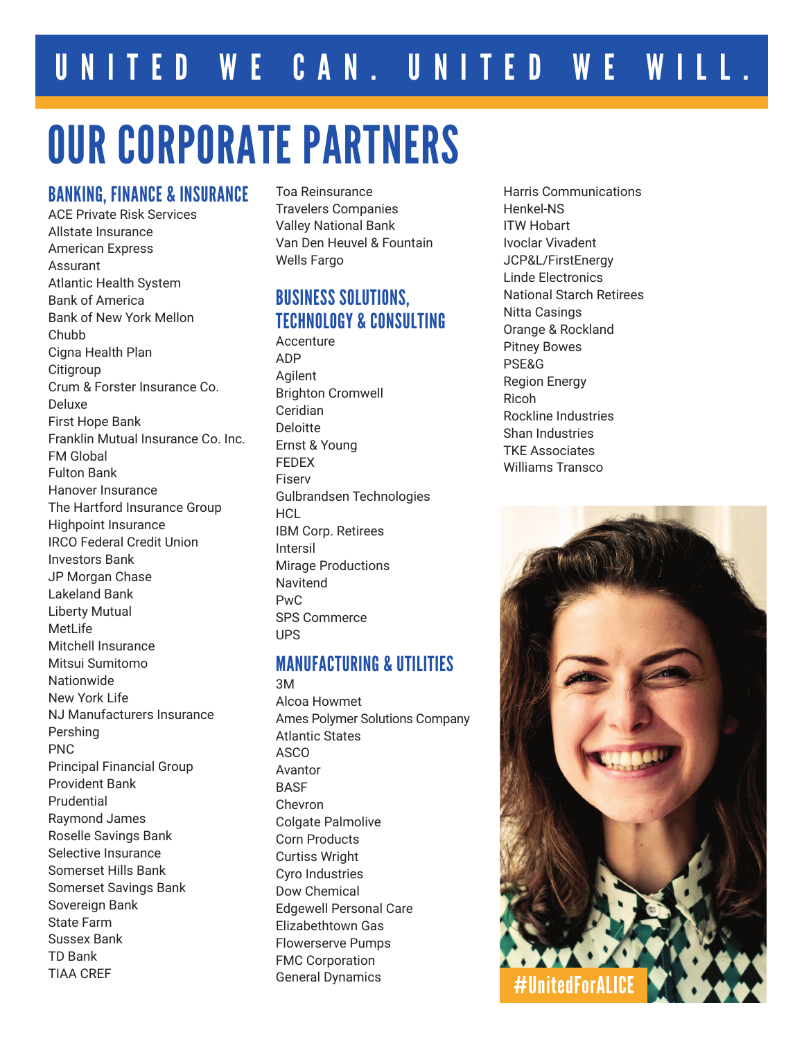# UNITED WE CAN. UNITED WE WILL.

# OUR CORPORATE PARTNERS

## BANKING, FINANCE & INSURANCE

ACE Private Risk Services
Allstate Insurance
American Express
Assurant
Atlantic Health System
Bank of America
Bank of New York Mellon
Chubb
Cigna Health Plan
Citigroup
Crum & Forster Insurance Co.
Deluxe
First Hope Bank
Franklin Mutual Insurance Co. Inc.
FM Global
Fulton Bank
Hanover Insurance
The Hartford Insurance Group
Highpoint Insurance
IRCO Federal Credit Union
Investors Bank
JP Morgan Chase
Lakeland Bank
Liberty Mutual
MetLife
Mitchell Insurance
Mitsui Sumitomo
Nationwide
New York Life
NJ Manufacturers Insurance
Pershing
PNC
Principal Financial Group
Provident Bank
Prudential
Raymond James
Roselle Savings Bank
Selective Insurance
Somerset Hills Bank
Somerset Savings Bank
Sovereign Bank
State Farm
Sussex Bank
TD Bank
TIAA CREF
Toa Reinsurance
Travelers Companies
Valley National Bank
Van Den Heuvel & Fountain
Wells Fargo

## BUSINESS SOLUTIONS, TECHNOLOGY & CONSULTING

Accenture
ADP
Agilent
Brighton Cromwell
Ceridian
Deloitte
Ernst & Young
FEDEX
Fiserv
Gulbrandsen Technologies
HCL
IBM Corp. Retirees
Intersil
Mirage Productions
Navitend
PwC
SPS Commerce
UPS

## MANUFACTURING & UTILITIES

3M
Alcoa Howmet
Ames Polymer Solutions Company
Atlantic States
ASCO
Avantor
BASF
Chevron
Colgate Palmolive
Corn Products
Curtiss Wright
Cyro Industries
Dow Chemical
Edgewell Personal Care
Elizabethtown Gas
Flowerserve Pumps
FMC Corporation
General Dynamics
Harris Communications
Henkel-NS
ITW Hobart
Ivoclar Vivadent
JCP&L/FirstEnergy
Linde Electronics
National Starch Retirees
Nitta Casings
Orange & Rockland
Pitney Bowes
PSE&G
Region Energy
Ricoh
Rockline Industries
Shan Industries
TKE Associates
Williams Transco

#UnitedForALICE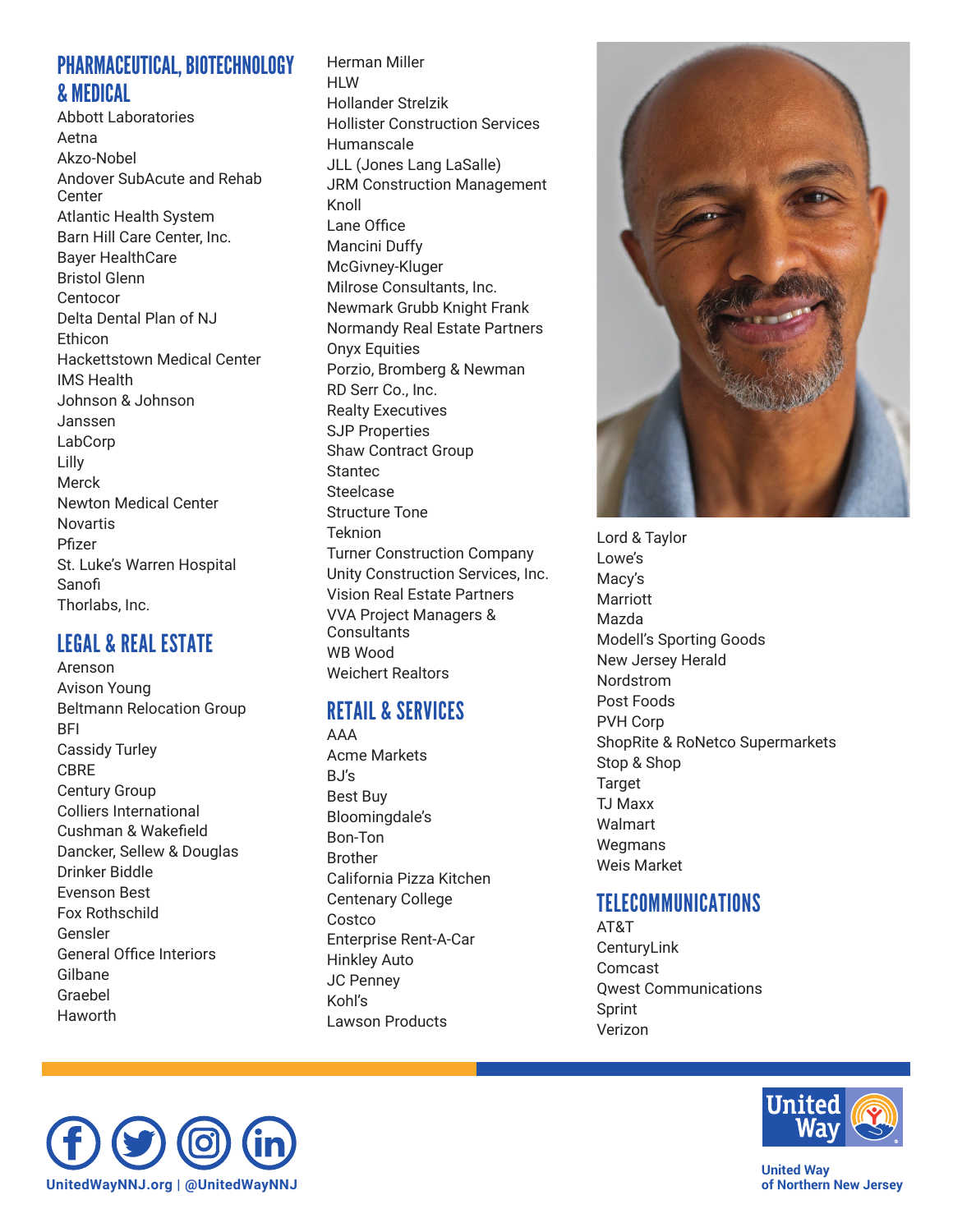## PHARMACEUTICAL, BIOTECHNOLOGY & MEDICAL

Abbott Laboratories
Aetna
Akzo-Nobel
Andover SubAcute and Rehab Center
Atlantic Health System
Barn Hill Care Center, Inc.
Bayer HealthCare
Bristol Glenn
Centocor
Delta Dental Plan of NJ
Ethicon
Hackettstown Medical Center
IMS Health
Johnson & Johnson
Janssen
LabCorp
Lilly
Merck
Newton Medical Center
Novartis
Pfizer
St. Luke's Warren Hospital
Sanofi
Thorlabs, Inc.

## LEGAL & REAL ESTATE

Arenson
Avison Young
Beltmann Relocation Group
BFI
Cassidy Turley
CBRE
Century Group
Colliers International
Cushman & Wakefield
Dancker, Sellew & Douglas
Drinker Biddle
Evenson Best
Fox Rothschild
Gensler
General Office Interiors
Gilbane
Graebel
Haworth
Herman Miller
HLW
Hollander Strelzik
Hollister Construction Services
Humanscale
JLL (Jones Lang LaSalle)
JRM Construction Management
Knoll
Lane Office
Mancini Duffy
McGivney-Kluger
Milrose Consultants, Inc.
Newmark Grubb Knight Frank
Normandy Real Estate Partners
Onyx Equities
Porzio, Bromberg & Newman
RD Serr Co., Inc.
Realty Executives
SJP Properties
Shaw Contract Group
Stantec
Steelcase
Structure Tone
Teknion
Turner Construction Company
Unity Construction Services, Inc.
Vision Real Estate Partners
VVA Project Managers & Consultants
WB Wood
Weichert Realtors

## RETAIL & SERVICES

AAA
Acme Markets
BJ's
Best Buy
Bloomingdale's
Bon-Ton
Brother
California Pizza Kitchen
Centenary College
Costco
Enterprise Rent-A-Car
Hinkley Auto
JC Penney
Kohl's
Lawson Products
Lord & Taylor
Lowe's
Macy's
Marriott
Mazda
Modell's Sporting Goods
New Jersey Herald
Nordstrom
Post Foods
PVH Corp
ShopRite & RoNetco Supermarkets
Stop & Shop
Target
TJ Maxx
Walmart
Wegmans
Weis Market

## TELECOMMUNICATIONS

AT&T
CenturyLink
Comcast
Qwest Communications
Sprint
Verizon

UnitedWayNNJ.org | @UnitedWayNNJ

United Way of Northern New Jersey